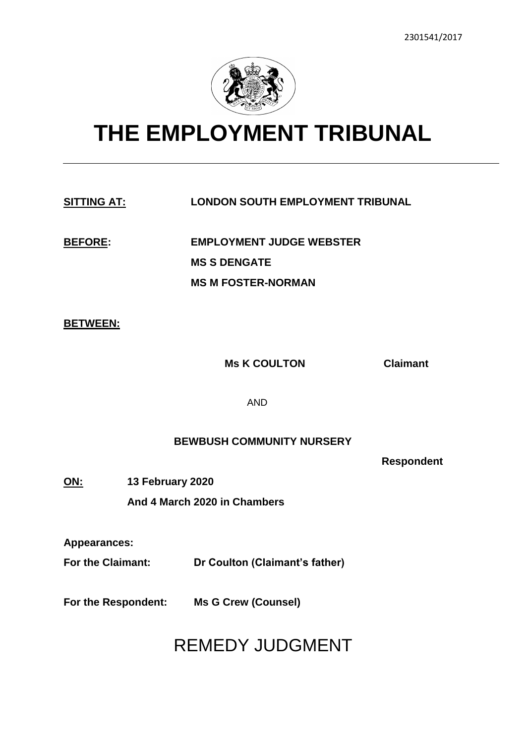2301541/2017

# THE EMPLOYMENT TRIBUNAL

**SITTING AT:** **LONDON SOUTH EMPLOYMENT TRIBUNAL**

**BEFORE:** **EMPLOYMENT JUDGE WEBSTER**
**MS S DENGATE**
**MS M FOSTER-NORMAN**

**BETWEEN:**

**Ms K COULTON** **Claimant**

AND

**BEWBUSH COMMUNITY NURSERY**

**Respondent**

**ON:** **13 February 2020**
**And 4 March 2020 in Chambers**

**Appearances:**

**For the Claimant:** **Dr Coulton (Claimant's father)**

**For the Respondent:** **Ms G Crew (Counsel)**

# REMEDY JUDGMENT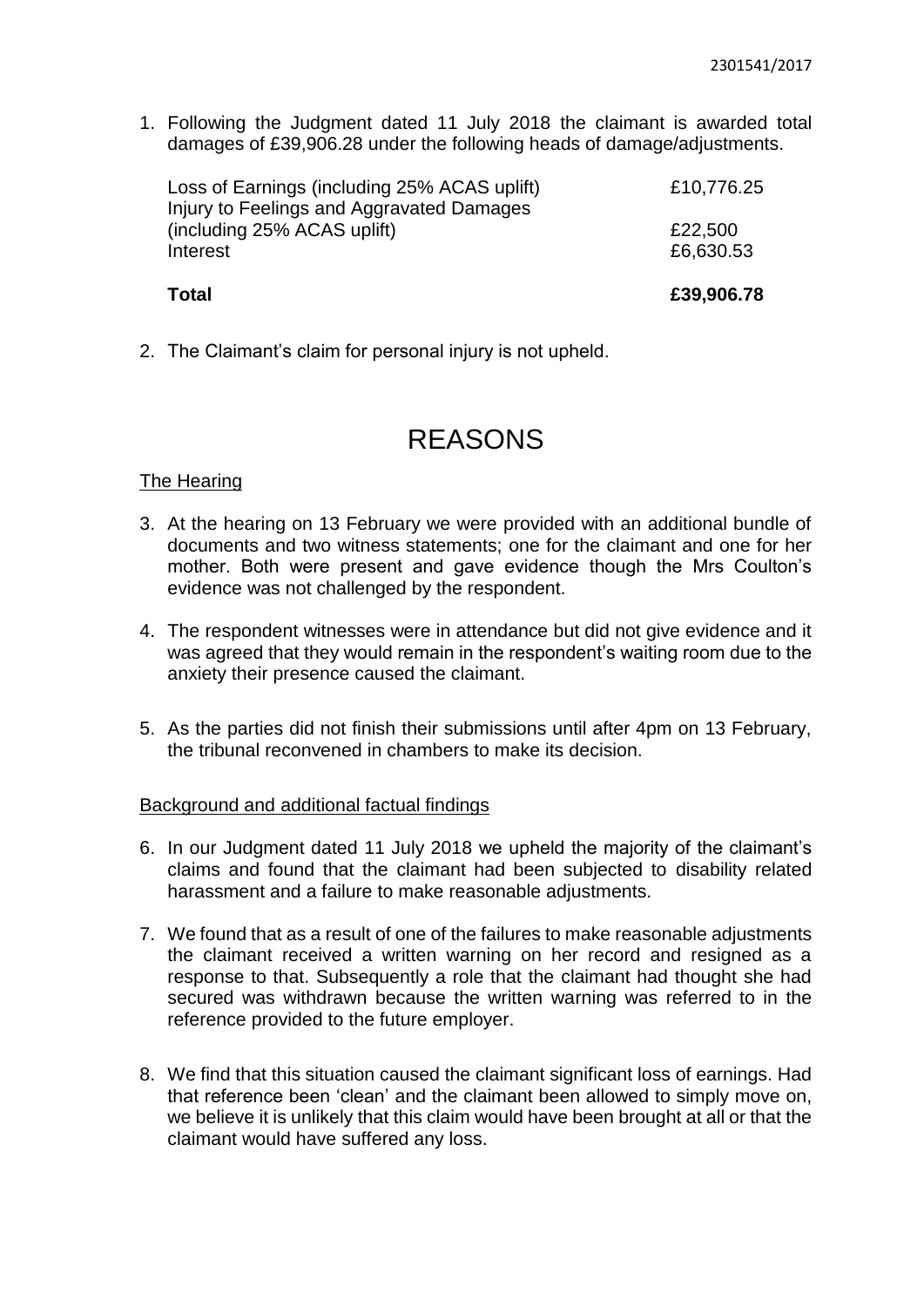1. Following the Judgment dated 11 July 2018 the claimant is awarded total damages of £39,906.28 under the following heads of damage/adjustments.

| | |
|---|---|
| Loss of Earnings (including 25% ACAS uplift) | £10,776.25 |
| Injury to Feelings and Aggravated Damages (including 25% ACAS uplift) | £22,500 |
| Interest | £6,630.53 |
| **Total** | **£39,906.78** |

2. The Claimant's claim for personal injury is not upheld.

# REASONS

## The Hearing

3. At the hearing on 13 February we were provided with an additional bundle of documents and two witness statements; one for the claimant and one for her mother. Both were present and gave evidence though the Mrs Coulton's evidence was not challenged by the respondent.

4. The respondent witnesses were in attendance but did not give evidence and it was agreed that they would remain in the respondent's waiting room due to the anxiety their presence caused the claimant.

5. As the parties did not finish their submissions until after 4pm on 13 February, the tribunal reconvened in chambers to make its decision.

## Background and additional factual findings

6. In our Judgment dated 11 July 2018 we upheld the majority of the claimant's claims and found that the claimant had been subjected to disability related harassment and a failure to make reasonable adjustments.

7. We found that as a result of one of the failures to make reasonable adjustments the claimant received a written warning on her record and resigned as a response to that. Subsequently a role that the claimant had thought she had secured was withdrawn because the written warning was referred to in the reference provided to the future employer.

8. We find that this situation caused the claimant significant loss of earnings. Had that reference been 'clean' and the claimant been allowed to simply move on, we believe it is unlikely that this claim would have been brought at all or that the claimant would have suffered any loss.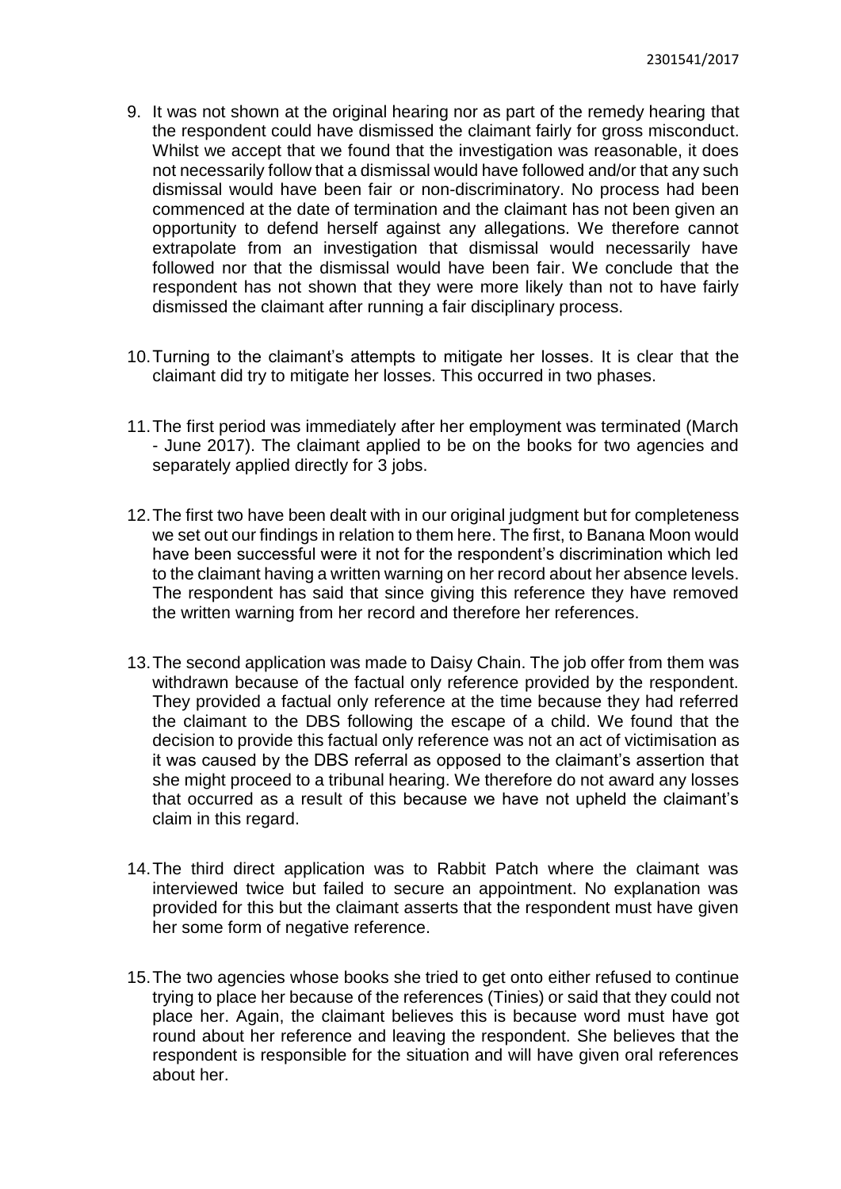9. It was not shown at the original hearing nor as part of the remedy hearing that the respondent could have dismissed the claimant fairly for gross misconduct. Whilst we accept that we found that the investigation was reasonable, it does not necessarily follow that a dismissal would have followed and/or that any such dismissal would have been fair or non-discriminatory. No process had been commenced at the date of termination and the claimant has not been given an opportunity to defend herself against any allegations. We therefore cannot extrapolate from an investigation that dismissal would necessarily have followed nor that the dismissal would have been fair. We conclude that the respondent has not shown that they were more likely than not to have fairly dismissed the claimant after running a fair disciplinary process.

10. Turning to the claimant's attempts to mitigate her losses. It is clear that the claimant did try to mitigate her losses. This occurred in two phases.

11. The first period was immediately after her employment was terminated (March - June 2017). The claimant applied to be on the books for two agencies and separately applied directly for 3 jobs.

12. The first two have been dealt with in our original judgment but for completeness we set out our findings in relation to them here. The first, to Banana Moon would have been successful were it not for the respondent's discrimination which led to the claimant having a written warning on her record about her absence levels. The respondent has said that since giving this reference they have removed the written warning from her record and therefore her references.

13. The second application was made to Daisy Chain. The job offer from them was withdrawn because of the factual only reference provided by the respondent. They provided a factual only reference at the time because they had referred the claimant to the DBS following the escape of a child. We found that the decision to provide this factual only reference was not an act of victimisation as it was caused by the DBS referral as opposed to the claimant's assertion that she might proceed to a tribunal hearing. We therefore do not award any losses that occurred as a result of this because we have not upheld the claimant's claim in this regard.

14. The third direct application was to Rabbit Patch where the claimant was interviewed twice but failed to secure an appointment. No explanation was provided for this but the claimant asserts that the respondent must have given her some form of negative reference.

15. The two agencies whose books she tried to get onto either refused to continue trying to place her because of the references (Tinies) or said that they could not place her. Again, the claimant believes this is because word must have got round about her reference and leaving the respondent. She believes that the respondent is responsible for the situation and will have given oral references about her.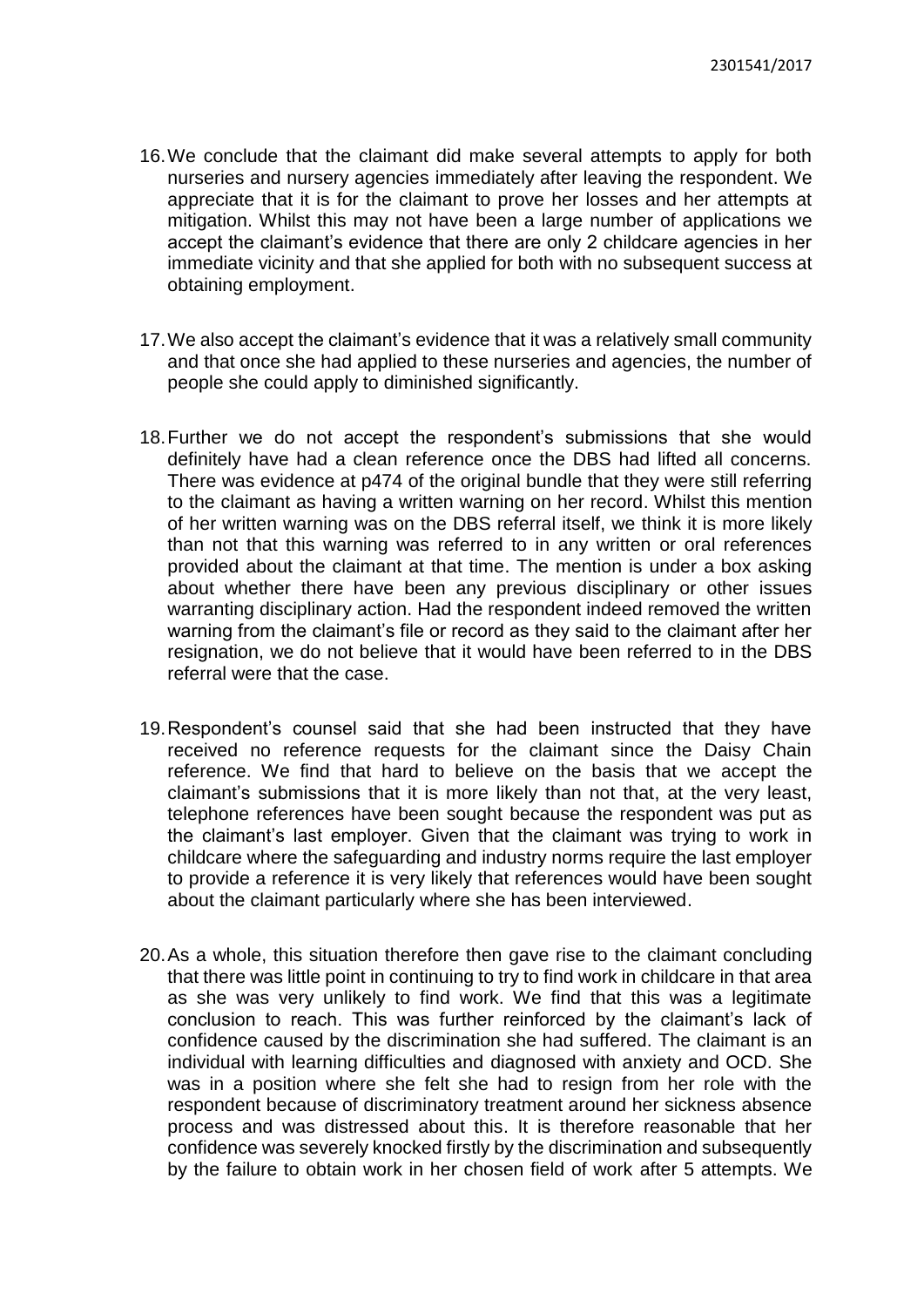16. We conclude that the claimant did make several attempts to apply for both nurseries and nursery agencies immediately after leaving the respondent. We appreciate that it is for the claimant to prove her losses and her attempts at mitigation. Whilst this may not have been a large number of applications we accept the claimant's evidence that there are only 2 childcare agencies in her immediate vicinity and that she applied for both with no subsequent success at obtaining employment.

17. We also accept the claimant's evidence that it was a relatively small community and that once she had applied to these nurseries and agencies, the number of people she could apply to diminished significantly.

18. Further we do not accept the respondent's submissions that she would definitely have had a clean reference once the DBS had lifted all concerns. There was evidence at p474 of the original bundle that they were still referring to the claimant as having a written warning on her record. Whilst this mention of her written warning was on the DBS referral itself, we think it is more likely than not that this warning was referred to in any written or oral references provided about the claimant at that time. The mention is under a box asking about whether there have been any previous disciplinary or other issues warranting disciplinary action. Had the respondent indeed removed the written warning from the claimant's file or record as they said to the claimant after her resignation, we do not believe that it would have been referred to in the DBS referral were that the case.

19. Respondent's counsel said that she had been instructed that they have received no reference requests for the claimant since the Daisy Chain reference. We find that hard to believe on the basis that we accept the claimant's submissions that it is more likely than not that, at the very least, telephone references have been sought because the respondent was put as the claimant's last employer. Given that the claimant was trying to work in childcare where the safeguarding and industry norms require the last employer to provide a reference it is very likely that references would have been sought about the claimant particularly where she has been interviewed.

20. As a whole, this situation therefore then gave rise to the claimant concluding that there was little point in continuing to try to find work in childcare in that area as she was very unlikely to find work. We find that this was a legitimate conclusion to reach. This was further reinforced by the claimant's lack of confidence caused by the discrimination she had suffered. The claimant is an individual with learning difficulties and diagnosed with anxiety and OCD. She was in a position where she felt she had to resign from her role with the respondent because of discriminatory treatment around her sickness absence process and was distressed about this. It is therefore reasonable that her confidence was severely knocked firstly by the discrimination and subsequently by the failure to obtain work in her chosen field of work after 5 attempts. We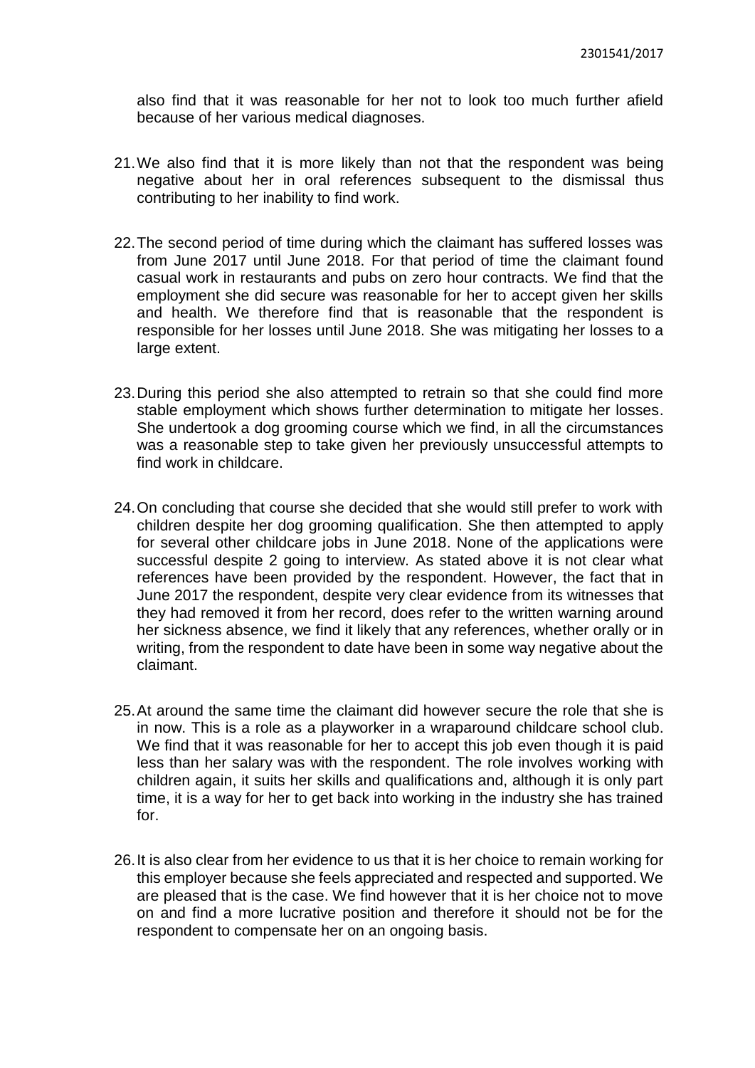also find that it was reasonable for her not to look too much further afield because of her various medical diagnoses.

21. We also find that it is more likely than not that the respondent was being negative about her in oral references subsequent to the dismissal thus contributing to her inability to find work.

22. The second period of time during which the claimant has suffered losses was from June 2017 until June 2018. For that period of time the claimant found casual work in restaurants and pubs on zero hour contracts. We find that the employment she did secure was reasonable for her to accept given her skills and health. We therefore find that is reasonable that the respondent is responsible for her losses until June 2018. She was mitigating her losses to a large extent.

23. During this period she also attempted to retrain so that she could find more stable employment which shows further determination to mitigate her losses. She undertook a dog grooming course which we find, in all the circumstances was a reasonable step to take given her previously unsuccessful attempts to find work in childcare.

24. On concluding that course she decided that she would still prefer to work with children despite her dog grooming qualification. She then attempted to apply for several other childcare jobs in June 2018. None of the applications were successful despite 2 going to interview. As stated above it is not clear what references have been provided by the respondent. However, the fact that in June 2017 the respondent, despite very clear evidence from its witnesses that they had removed it from her record, does refer to the written warning around her sickness absence, we find it likely that any references, whether orally or in writing, from the respondent to date have been in some way negative about the claimant.

25. At around the same time the claimant did however secure the role that she is in now. This is a role as a playworker in a wraparound childcare school club. We find that it was reasonable for her to accept this job even though it is paid less than her salary was with the respondent. The role involves working with children again, it suits her skills and qualifications and, although it is only part time, it is a way for her to get back into working in the industry she has trained for.

26. It is also clear from her evidence to us that it is her choice to remain working for this employer because she feels appreciated and respected and supported. We are pleased that is the case. We find however that it is her choice not to move on and find a more lucrative position and therefore it should not be for the respondent to compensate her on an ongoing basis.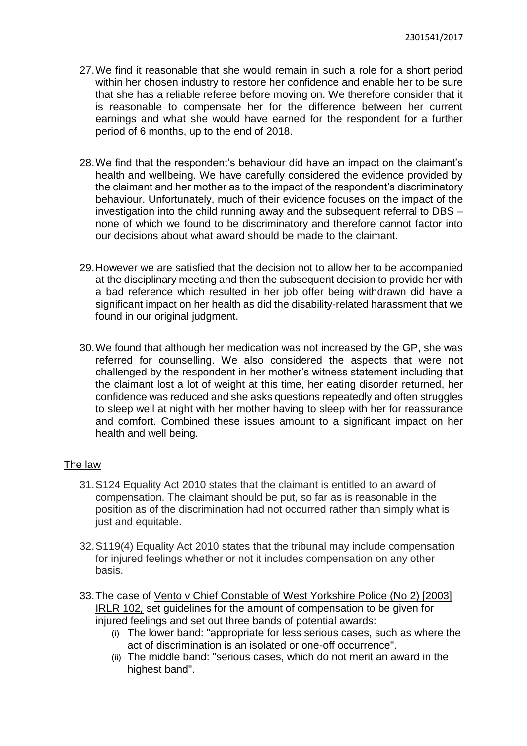27. We find it reasonable that she would remain in such a role for a short period within her chosen industry to restore her confidence and enable her to be sure that she has a reliable referee before moving on. We therefore consider that it is reasonable to compensate her for the difference between her current earnings and what she would have earned for the respondent for a further period of 6 months, up to the end of 2018.

28. We find that the respondent's behaviour did have an impact on the claimant's health and wellbeing. We have carefully considered the evidence provided by the claimant and her mother as to the impact of the respondent's discriminatory behaviour. Unfortunately, much of their evidence focuses on the impact of the investigation into the child running away and the subsequent referral to DBS – none of which we found to be discriminatory and therefore cannot factor into our decisions about what award should be made to the claimant.

29. However we are satisfied that the decision not to allow her to be accompanied at the disciplinary meeting and then the subsequent decision to provide her with a bad reference which resulted in her job offer being withdrawn did have a significant impact on her health as did the disability-related harassment that we found in our original judgment.

30. We found that although her medication was not increased by the GP, she was referred for counselling. We also considered the aspects that were not challenged by the respondent in her mother's witness statement including that the claimant lost a lot of weight at this time, her eating disorder returned, her confidence was reduced and she asks questions repeatedly and often struggles to sleep well at night with her mother having to sleep with her for reassurance and comfort. Combined these issues amount to a significant impact on her health and well being.

## The law

31. S124 Equality Act 2010 states that the claimant is entitled to an award of compensation. The claimant should be put, so far as is reasonable in the position as of the discrimination had not occurred rather than simply what is just and equitable.

32. S119(4) Equality Act 2010 states that the tribunal may include compensation for injured feelings whether or not it includes compensation on any other basis.

33. The case of Vento v Chief Constable of West Yorkshire Police (No 2) [2003] IRLR 102, set guidelines for the amount of compensation to be given for injured feelings and set out three bands of potential awards:
    (i) The lower band: "appropriate for less serious cases, such as where the act of discrimination is an isolated or one-off occurrence".
    (ii) The middle band: "serious cases, which do not merit an award in the highest band".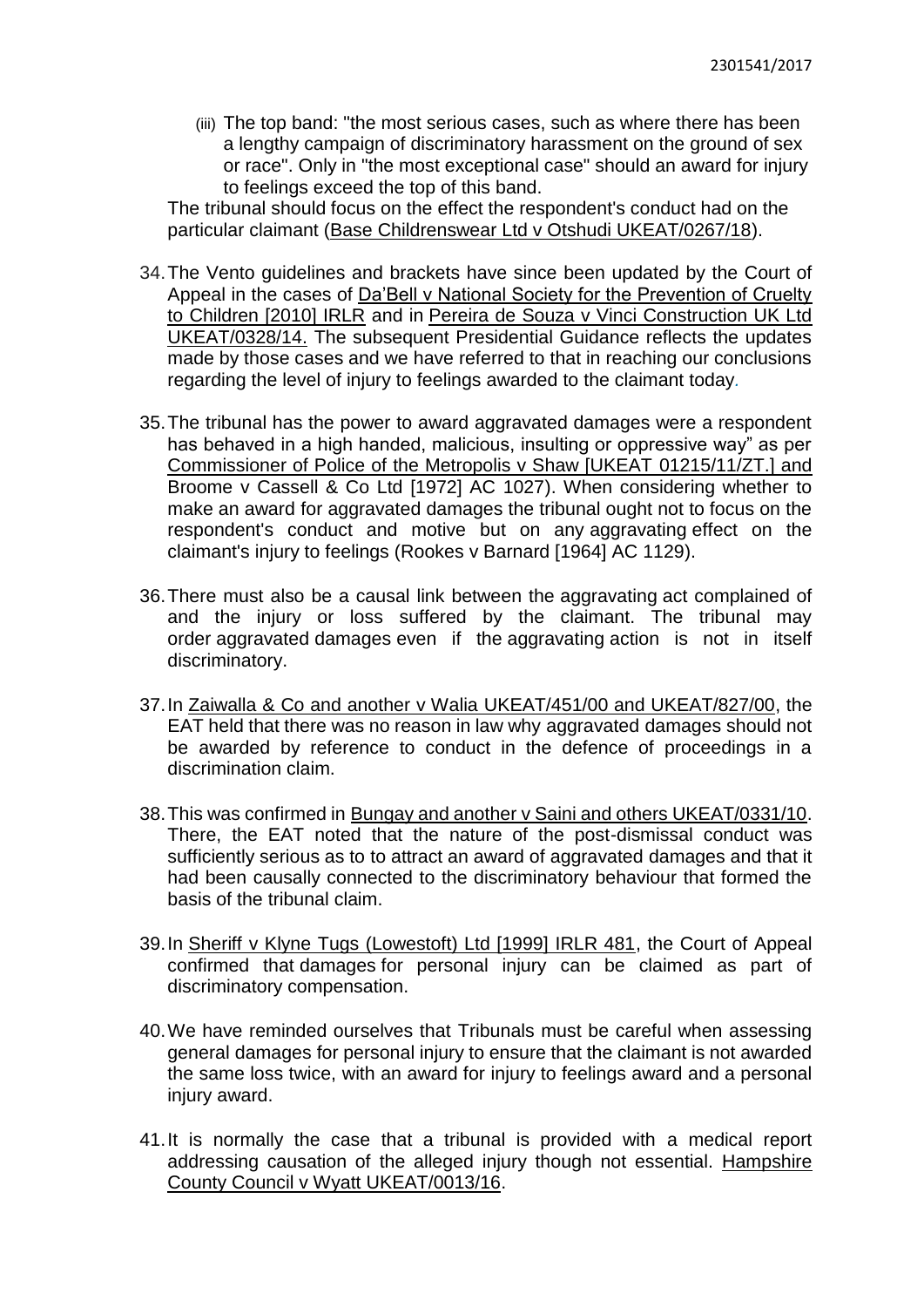(iii) The top band: "the most serious cases, such as where there has been a lengthy campaign of discriminatory harassment on the ground of sex or race". Only in "the most exceptional case" should an award for injury to feelings exceed the top of this band.

The tribunal should focus on the effect the respondent's conduct had on the particular claimant (Base Childrenswear Ltd v Otshudi UKEAT/0267/18).

34. The Vento guidelines and brackets have since been updated by the Court of Appeal in the cases of Da'Bell v National Society for the Prevention of Cruelty to Children [2010] IRLR and in Pereira de Souza v Vinci Construction UK Ltd UKEAT/0328/14. The subsequent Presidential Guidance reflects the updates made by those cases and we have referred to that in reaching our conclusions regarding the level of injury to feelings awarded to the claimant today.

35. The tribunal has the power to award aggravated damages were a respondent has behaved in a high handed, malicious, insulting or oppressive way" as per Commissioner of Police of the Metropolis v Shaw [UKEAT 01215/11/ZT.] and Broome v Cassell & Co Ltd [1972] AC 1027). When considering whether to make an award for aggravated damages the tribunal ought not to focus on the respondent's conduct and motive but on any aggravating effect on the claimant's injury to feelings (Rookes v Barnard [1964] AC 1129).

36. There must also be a causal link between the aggravating act complained of and the injury or loss suffered by the claimant. The tribunal may order aggravated damages even if the aggravating action is not in itself discriminatory.

37. In Zaiwalla & Co and another v Walia UKEAT/451/00 and UKEAT/827/00, the EAT held that there was no reason in law why aggravated damages should not be awarded by reference to conduct in the defence of proceedings in a discrimination claim.

38. This was confirmed in Bungay and another v Saini and others UKEAT/0331/10. There, the EAT noted that the nature of the post-dismissal conduct was sufficiently serious as to to attract an award of aggravated damages and that it had been causally connected to the discriminatory behaviour that formed the basis of the tribunal claim.

39. In Sheriff v Klyne Tugs (Lowestoft) Ltd [1999] IRLR 481, the Court of Appeal confirmed that damages for personal injury can be claimed as part of discriminatory compensation.

40. We have reminded ourselves that Tribunals must be careful when assessing general damages for personal injury to ensure that the claimant is not awarded the same loss twice, with an award for injury to feelings award and a personal injury award.

41. It is normally the case that a tribunal is provided with a medical report addressing causation of the alleged injury though not essential. Hampshire County Council v Wyatt UKEAT/0013/16.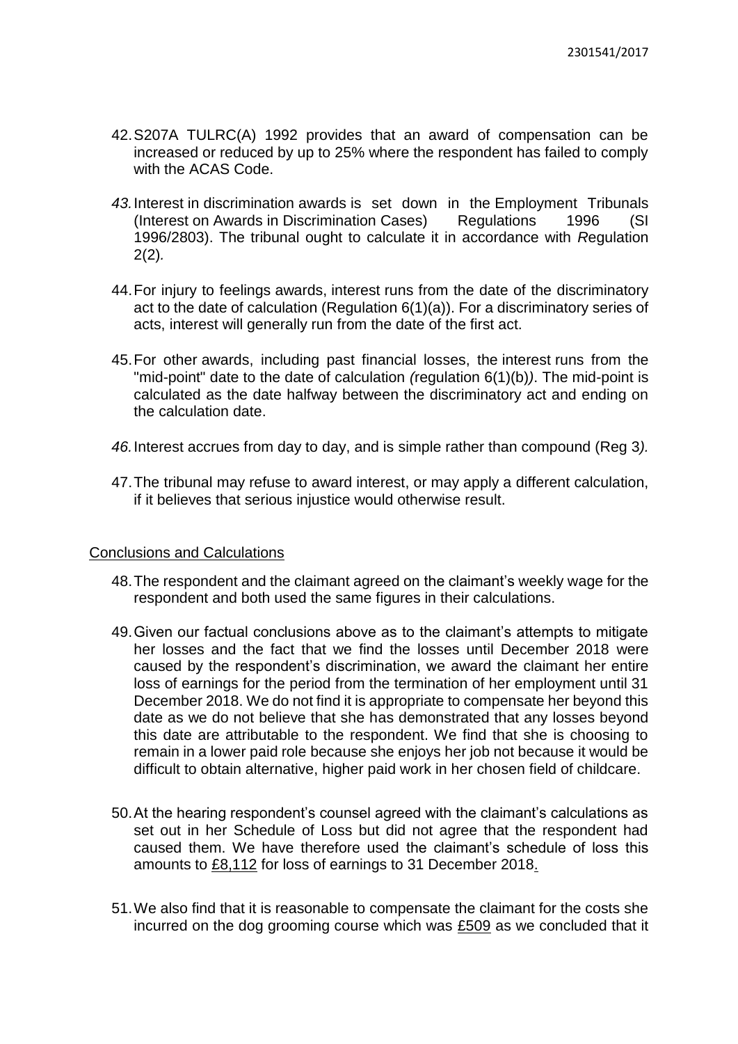42. S207A TULRC(A) 1992 provides that an award of compensation can be increased or reduced by up to 25% where the respondent has failed to comply with the ACAS Code.

43. Interest in discrimination awards is set down in the Employment Tribunals (Interest on Awards in Discrimination Cases) Regulations 1996 (SI 1996/2803). The tribunal ought to calculate it in accordance with *R*egulation 2(2)*.*

44. For injury to feelings awards, interest runs from the date of the discriminatory act to the date of calculation (Regulation 6(1)(a)). For a discriminatory series of acts, interest will generally run from the date of the first act.

45. For other awards, including past financial losses, the interest runs from the "mid-point" date to the date of calculation *(*regulation 6(1)(b)*)*. The mid-point is calculated as the date halfway between the discriminatory act and ending on the calculation date.

46. Interest accrues from day to day, and is simple rather than compound (Reg 3*).*

47. The tribunal may refuse to award interest, or may apply a different calculation, if it believes that serious injustice would otherwise result.

## Conclusions and Calculations

48. The respondent and the claimant agreed on the claimant's weekly wage for the respondent and both used the same figures in their calculations.

49. Given our factual conclusions above as to the claimant's attempts to mitigate her losses and the fact that we find the losses until December 2018 were caused by the respondent's discrimination, we award the claimant her entire loss of earnings for the period from the termination of her employment until 31 December 2018. We do not find it is appropriate to compensate her beyond this date as we do not believe that she has demonstrated that any losses beyond this date are attributable to the respondent. We find that she is choosing to remain in a lower paid role because she enjoys her job not because it would be difficult to obtain alternative, higher paid work in her chosen field of childcare.

50. At the hearing respondent's counsel agreed with the claimant's calculations as set out in her Schedule of Loss but did not agree that the respondent had caused them. We have therefore used the claimant's schedule of loss this amounts to £8,112 for loss of earnings to 31 December 2018.

51. We also find that it is reasonable to compensate the claimant for the costs she incurred on the dog grooming course which was £509 as we concluded that it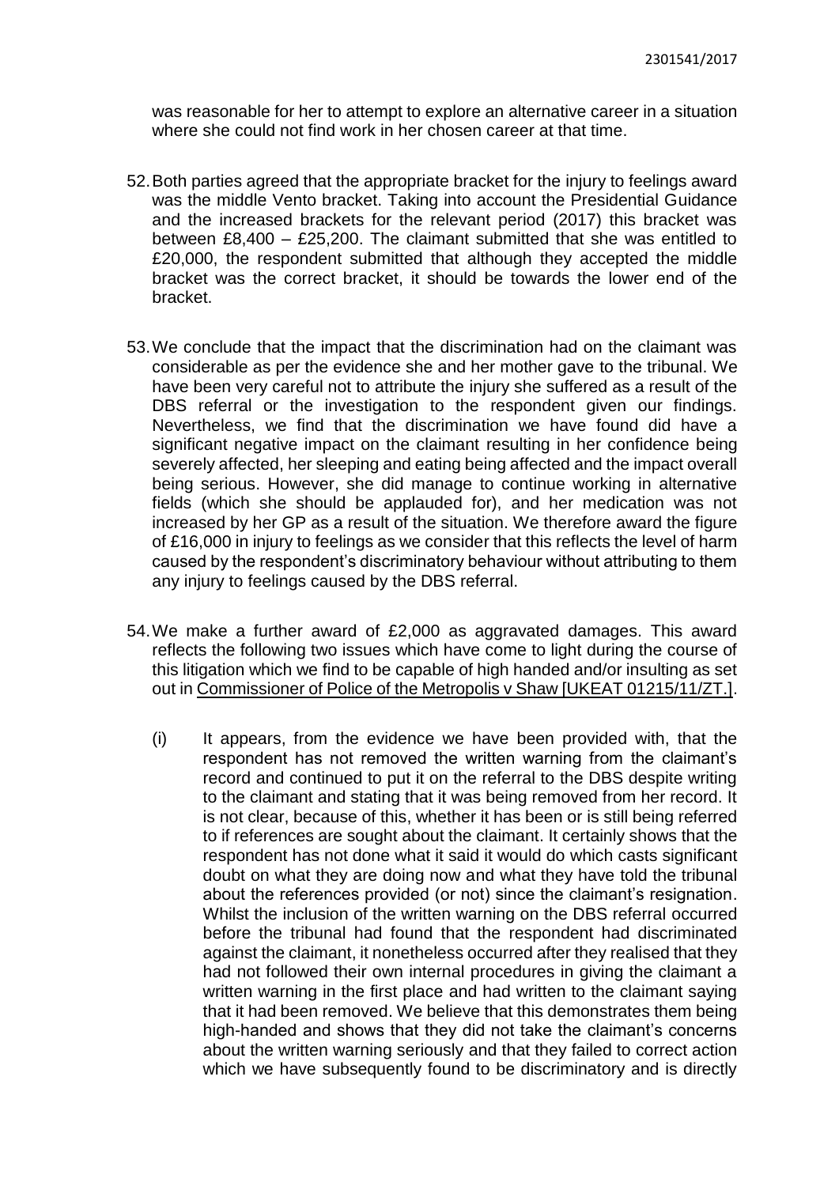was reasonable for her to attempt to explore an alternative career in a situation where she could not find work in her chosen career at that time.

52. Both parties agreed that the appropriate bracket for the injury to feelings award was the middle Vento bracket. Taking into account the Presidential Guidance and the increased brackets for the relevant period (2017) this bracket was between £8,400 – £25,200. The claimant submitted that she was entitled to £20,000, the respondent submitted that although they accepted the middle bracket was the correct bracket, it should be towards the lower end of the bracket.

53. We conclude that the impact that the discrimination had on the claimant was considerable as per the evidence she and her mother gave to the tribunal. We have been very careful not to attribute the injury she suffered as a result of the DBS referral or the investigation to the respondent given our findings. Nevertheless, we find that the discrimination we have found did have a significant negative impact on the claimant resulting in her confidence being severely affected, her sleeping and eating being affected and the impact overall being serious. However, she did manage to continue working in alternative fields (which she should be applauded for), and her medication was not increased by her GP as a result of the situation. We therefore award the figure of £16,000 in injury to feelings as we consider that this reflects the level of harm caused by the respondent's discriminatory behaviour without attributing to them any injury to feelings caused by the DBS referral.

54. We make a further award of £2,000 as aggravated damages. This award reflects the following two issues which have come to light during the course of this litigation which we find to be capable of high handed and/or insulting as set out in Commissioner of Police of the Metropolis v Shaw [UKEAT 01215/11/ZT.].

    (i) It appears, from the evidence we have been provided with, that the respondent has not removed the written warning from the claimant's record and continued to put it on the referral to the DBS despite writing to the claimant and stating that it was being removed from her record. It is not clear, because of this, whether it has been or is still being referred to if references are sought about the claimant. It certainly shows that the respondent has not done what it said it would do which casts significant doubt on what they are doing now and what they have told the tribunal about the references provided (or not) since the claimant's resignation. Whilst the inclusion of the written warning on the DBS referral occurred before the tribunal had found that the respondent had discriminated against the claimant, it nonetheless occurred after they realised that they had not followed their own internal procedures in giving the claimant a written warning in the first place and had written to the claimant saying that it had been removed. We believe that this demonstrates them being high-handed and shows that they did not take the claimant's concerns about the written warning seriously and that they failed to correct action which we have subsequently found to be discriminatory and is directly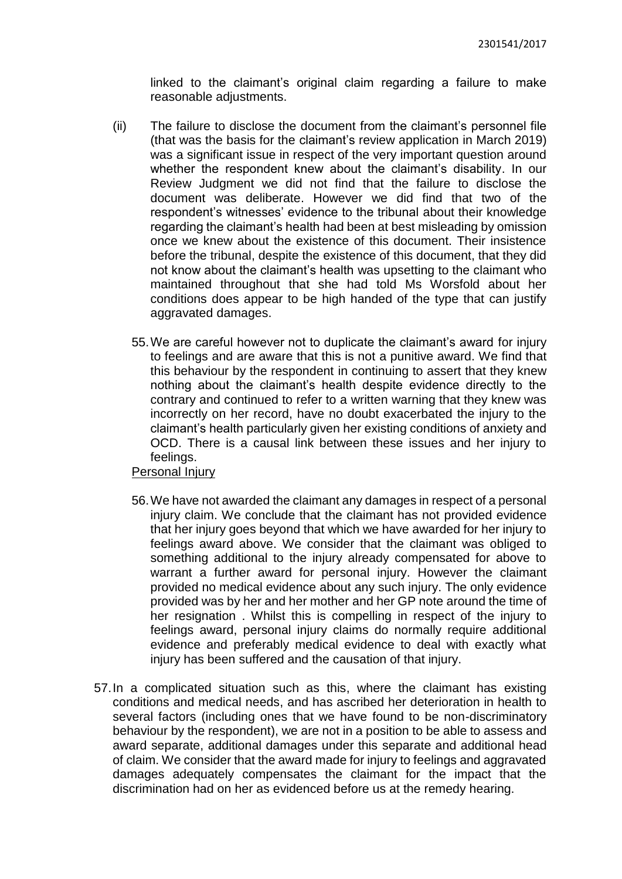linked to the claimant's original claim regarding a failure to make reasonable adjustments.

(ii) The failure to disclose the document from the claimant's personnel file (that was the basis for the claimant's review application in March 2019) was a significant issue in respect of the very important question around whether the respondent knew about the claimant's disability. In our Review Judgment we did not find that the failure to disclose the document was deliberate. However we did find that two of the respondent's witnesses' evidence to the tribunal about their knowledge regarding the claimant's health had been at best misleading by omission once we knew about the existence of this document. Their insistence before the tribunal, despite the existence of this document, that they did not know about the claimant's health was upsetting to the claimant who maintained throughout that she had told Ms Worsfold about her conditions does appear to be high handed of the type that can justify aggravated damages.

55. We are careful however not to duplicate the claimant's award for injury to feelings and are aware that this is not a punitive award. We find that this behaviour by the respondent in continuing to assert that they knew nothing about the claimant's health despite evidence directly to the contrary and continued to refer to a written warning that they knew was incorrectly on her record, have no doubt exacerbated the injury to the claimant's health particularly given her existing conditions of anxiety and OCD. There is a causal link between these issues and her injury to feelings.

<u>Personal Injury</u>

56. We have not awarded the claimant any damages in respect of a personal injury claim. We conclude that the claimant has not provided evidence that her injury goes beyond that which we have awarded for her injury to feelings award above. We consider that the claimant was obliged to something additional to the injury already compensated for above to warrant a further award for personal injury. However the claimant provided no medical evidence about any such injury. The only evidence provided was by her and her mother and her GP note around the time of her resignation . Whilst this is compelling in respect of the injury to feelings award, personal injury claims do normally require additional evidence and preferably medical evidence to deal with exactly what injury has been suffered and the causation of that injury.

57. In a complicated situation such as this, where the claimant has existing conditions and medical needs, and has ascribed her deterioration in health to several factors (including ones that we have found to be non-discriminatory behaviour by the respondent), we are not in a position to be able to assess and award separate, additional damages under this separate and additional head of claim. We consider that the award made for injury to feelings and aggravated damages adequately compensates the claimant for the impact that the discrimination had on her as evidenced before us at the remedy hearing.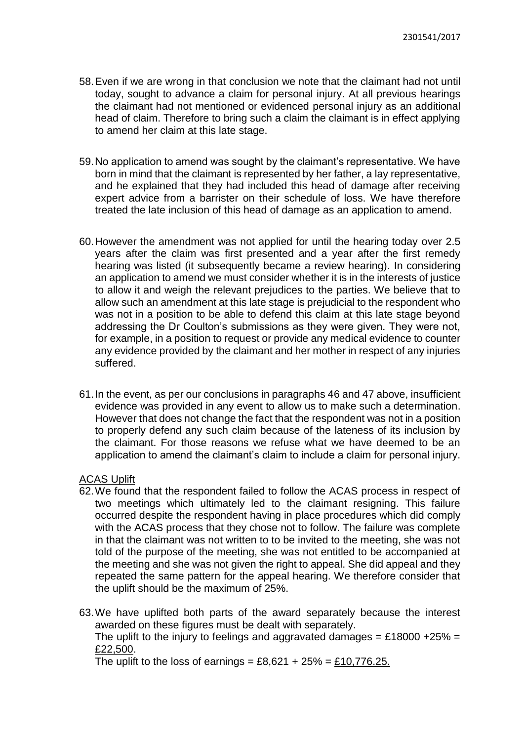58. Even if we are wrong in that conclusion we note that the claimant had not until today, sought to advance a claim for personal injury. At all previous hearings the claimant had not mentioned or evidenced personal injury as an additional head of claim. Therefore to bring such a claim the claimant is in effect applying to amend her claim at this late stage.

59. No application to amend was sought by the claimant's representative. We have born in mind that the claimant is represented by her father, a lay representative, and he explained that they had included this head of damage after receiving expert advice from a barrister on their schedule of loss. We have therefore treated the late inclusion of this head of damage as an application to amend.

60. However the amendment was not applied for until the hearing today over 2.5 years after the claim was first presented and a year after the first remedy hearing was listed (it subsequently became a review hearing). In considering an application to amend we must consider whether it is in the interests of justice to allow it and weigh the relevant prejudices to the parties. We believe that to allow such an amendment at this late stage is prejudicial to the respondent who was not in a position to be able to defend this claim at this late stage beyond addressing the Dr Coulton's submissions as they were given. They were not, for example, in a position to request or provide any medical evidence to counter any evidence provided by the claimant and her mother in respect of any injuries suffered.

61. In the event, as per our conclusions in paragraphs 46 and 47 above, insufficient evidence was provided in any event to allow us to make such a determination. However that does not change the fact that the respondent was not in a position to properly defend any such claim because of the lateness of its inclusion by the claimant. For those reasons we refuse what we have deemed to be an application to amend the claimant's claim to include a claim for personal injury.

<u>ACAS Uplift</u>

62. We found that the respondent failed to follow the ACAS process in respect of two meetings which ultimately led to the claimant resigning. This failure occurred despite the respondent having in place procedures which did comply with the ACAS process that they chose not to follow. The failure was complete in that the claimant was not written to to be invited to the meeting, she was not told of the purpose of the meeting, she was not entitled to be accompanied at the meeting and she was not given the right to appeal. She did appeal and they repeated the same pattern for the appeal hearing. We therefore consider that the uplift should be the maximum of 25%.

63. We have uplifted both parts of the award separately because the interest awarded on these figures must be dealt with separately.
The uplift to the injury to feelings and aggravated damages = £18000 +25% = <u>£22,500</u>.
The uplift to the loss of earnings = £8,621 + 25% = <u>£10,776.25.</u>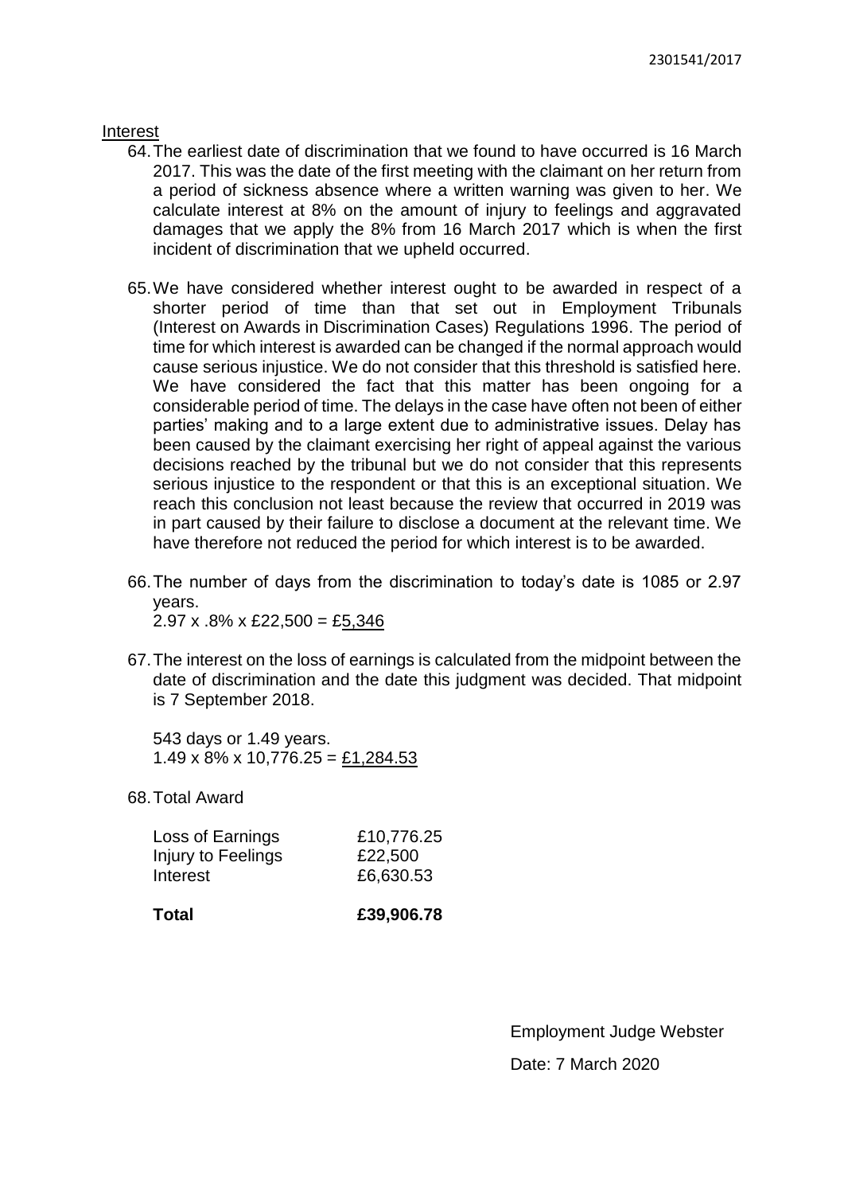Interest

64. The earliest date of discrimination that we found to have occurred is 16 March 2017. This was the date of the first meeting with the claimant on her return from a period of sickness absence where a written warning was given to her. We calculate interest at 8% on the amount of injury to feelings and aggravated damages that we apply the 8% from 16 March 2017 which is when the first incident of discrimination that we upheld occurred.

65. We have considered whether interest ought to be awarded in respect of a shorter period of time than that set out in Employment Tribunals (Interest on Awards in Discrimination Cases) Regulations 1996. The period of time for which interest is awarded can be changed if the normal approach would cause serious injustice. We do not consider that this threshold is satisfied here. We have considered the fact that this matter has been ongoing for a considerable period of time. The delays in the case have often not been of either parties' making and to a large extent due to administrative issues. Delay has been caused by the claimant exercising her right of appeal against the various decisions reached by the tribunal but we do not consider that this represents serious injustice to the respondent or that this is an exceptional situation. We reach this conclusion not least because the review that occurred in 2019 was in part caused by their failure to disclose a document at the relevant time. We have therefore not reduced the period for which interest is to be awarded.

66. The number of days from the discrimination to today's date is 1085 or 2.97 years.
2.97 x .8% x £22,500 = £5,346

67. The interest on the loss of earnings is calculated from the midpoint between the date of discrimination and the date this judgment was decided. That midpoint is 7 September 2018.

543 days or 1.49 years.
1.49 x 8% x 10,776.25 = £1,284.53

68. Total Award

| | |
|---|---|
| Loss of Earnings | £10,776.25 |
| Injury to Feelings | £22,500 |
| Interest | £6,630.53 |
| **Total** | **£39,906.78** |

Employment Judge Webster

Date: 7 March 2020